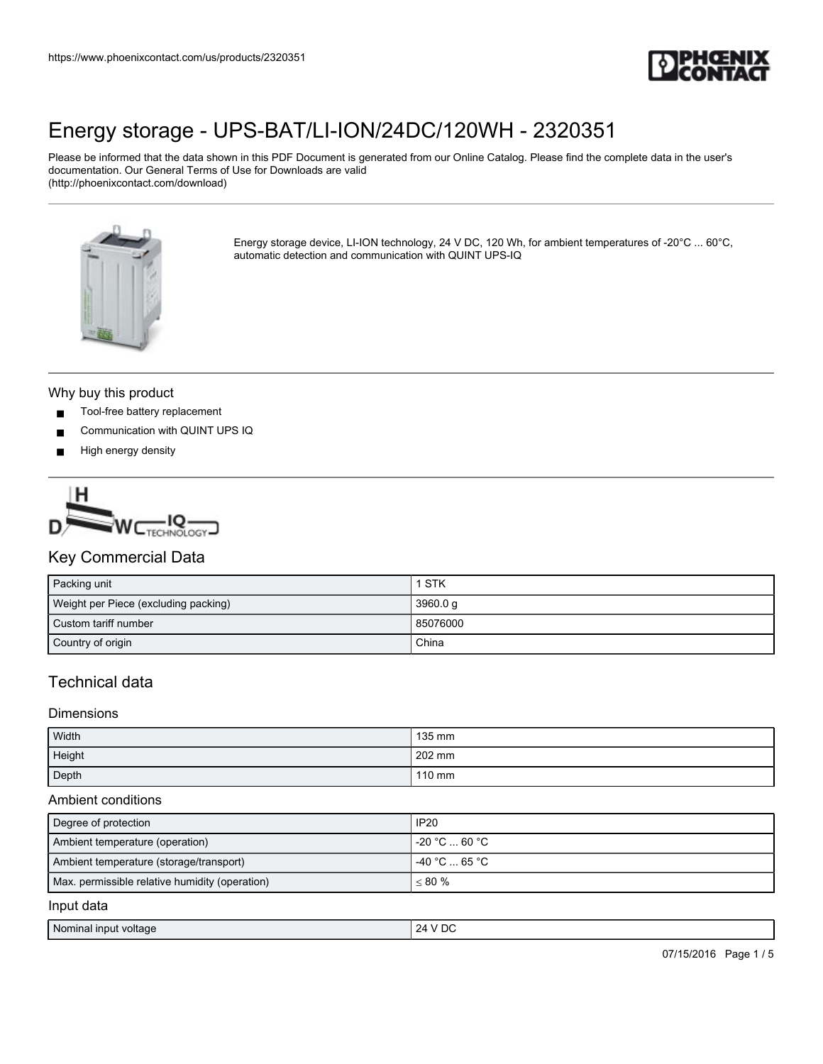# Energy storage - UPS-BAT/LI-ION/24DC/120WH - 2320351

Please be informed that the data shown in this PDF Document is generated from our Online Catalog. Please find the complete data in the user's documentation. Our General Terms of Use for Downloads are valid (http://phoenixcontact.com/download)

Energy storage device, LI-ION technology, 24 V DC, 120 Wh, for ambient temperatures of -20°C ... 60°C, automatic detection and communication with QUINT UPS-IQ

## Why buy this product

- Tool-free battery replacement
- Communication with QUINT UPS IQ
- High energy density

## Key Commercial Data

| Packing unit | 1 STK |
|---|---|
| Weight per Piece (excluding packing) | 3960.0 g |
| Custom tariff number | 85076000 |
| Country of origin | China |

## Technical data

### Dimensions

| Width | 135 mm |
|---|---|
| Height | 202 mm |
| Depth | 110 mm |

### Ambient conditions

| Degree of protection | IP20 |
|---|---|
| Ambient temperature (operation) | -20 °C ... 60 °C |
| Ambient temperature (storage/transport) | -40 °C ... 65 °C |
| Max. permissible relative humidity (operation) | ≤ 80 % |

### Input data

| Nominal input voltage | 24 V DC |
|---|---|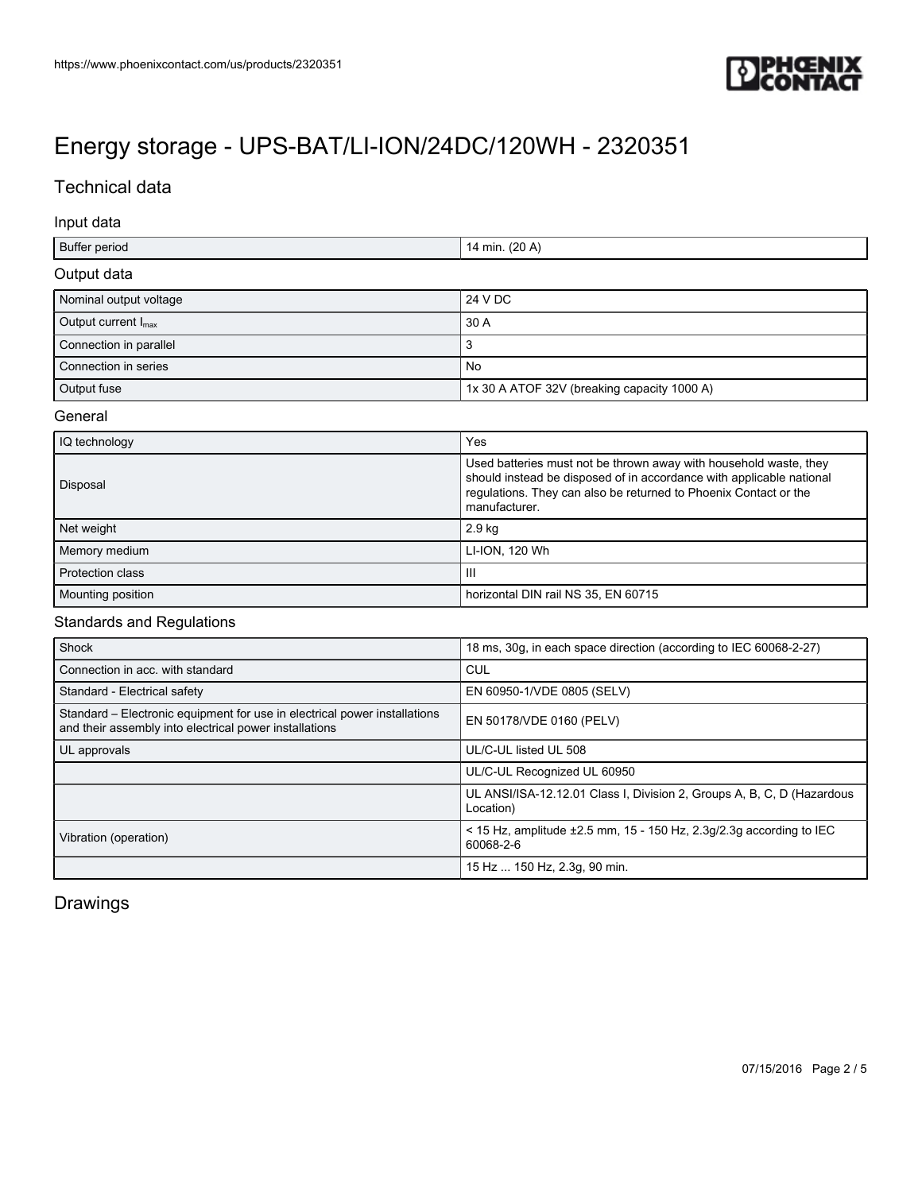# Energy storage - UPS-BAT/LI-ION/24DC/120WH - 2320351

## Technical data

### Input data

| | |
|---|---|
| Buffer period | 14 min. (20 A) |

### Output data

| | |
|---|---|
| Nominal output voltage | 24 V DC |
| Output current $I_{max}$ | 30 A |
| Connection in parallel | 3 |
| Connection in series | No |
| Output fuse | 1x 30 A ATOF 32V (breaking capacity 1000 A) |

### General

| | |
|---|---|
| IQ technology | Yes |
| Disposal | Used batteries must not be thrown away with household waste, they should instead be disposed of in accordance with applicable national regulations. They can also be returned to Phoenix Contact or the manufacturer. |
| Net weight | 2.9 kg |
| Memory medium | LI-ION, 120 Wh |
| Protection class | III |
| Mounting position | horizontal DIN rail NS 35, EN 60715 |

### Standards and Regulations

| | |
|---|---|
| Shock | 18 ms, 30g, in each space direction (according to IEC 60068-2-27) |
| Connection in acc. with standard | CUL |
| Standard - Electrical safety | EN 60950-1/VDE 0805 (SELV) |
| Standard – Electronic equipment for use in electrical power installations and their assembly into electrical power installations | EN 50178/VDE 0160 (PELV) |
| UL approvals | UL/C-UL listed UL 508 |
| | UL/C-UL Recognized UL 60950 |
| | UL ANSI/ISA-12.12.01 Class I, Division 2, Groups A, B, C, D (Hazardous Location) |
| Vibration (operation) | < 15 Hz, amplitude ±2.5 mm, 15 - 150 Hz, 2.3g/2.3g according to IEC 60068-2-6 |
| | 15 Hz ... 150 Hz, 2.3g, 90 min. |

## Drawings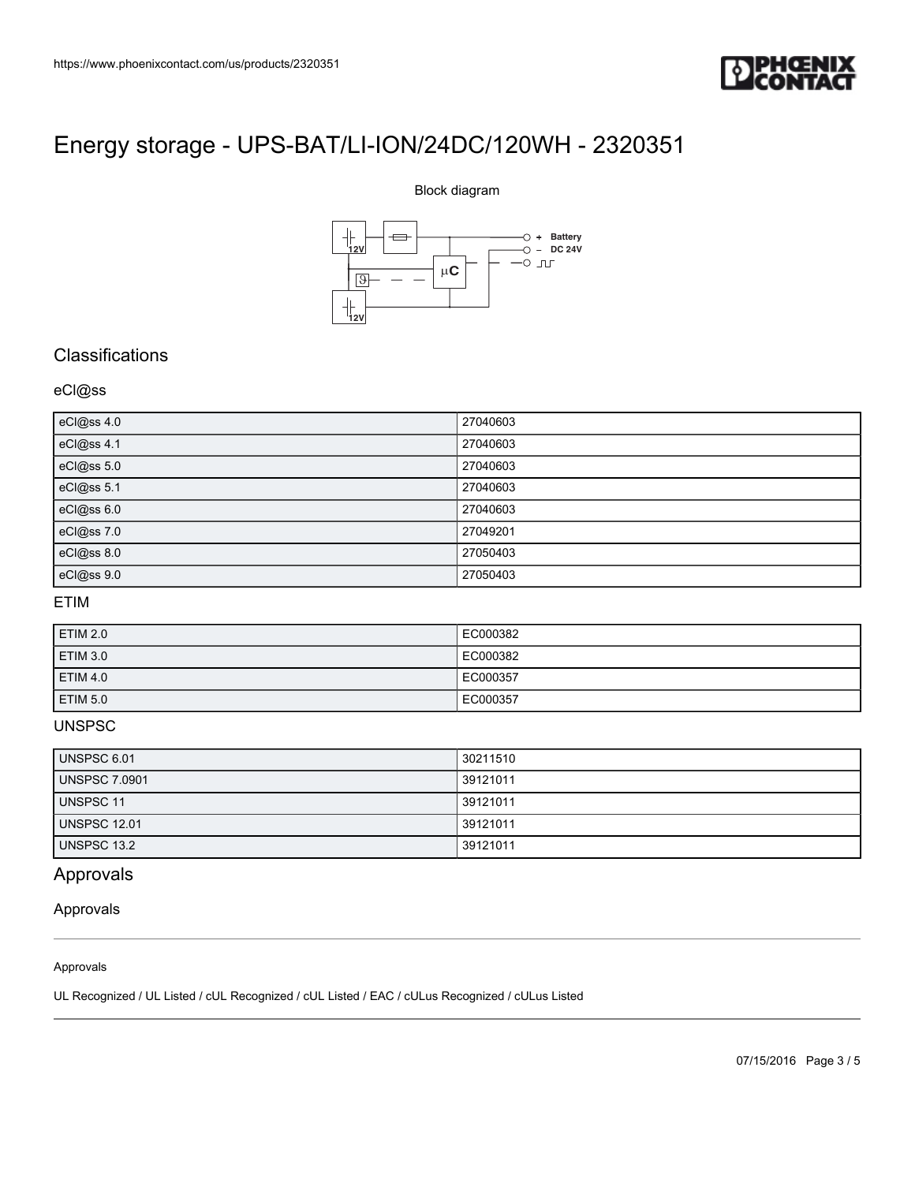# Energy storage - UPS-BAT/LI-ION/24DC/120WH - 2320351

Block diagram

12V

12V

μC

+ Battery

– DC 24V

## Classifications

### eCl@ss

| eCl@ss 4.0 | 27040603 |
|---|---|
| eCl@ss 4.1 | 27040603 |
| eCl@ss 5.0 | 27040603 |
| eCl@ss 5.1 | 27040603 |
| eCl@ss 6.0 | 27040603 |
| eCl@ss 7.0 | 27049201 |
| eCl@ss 8.0 | 27050403 |
| eCl@ss 9.0 | 27050403 |

### ETIM

| ETIM 2.0 | EC000382 |
|---|---|
| ETIM 3.0 | EC000382 |
| ETIM 4.0 | EC000357 |
| ETIM 5.0 | EC000357 |

### UNSPSC

| UNSPSC 6.01 | 30211510 |
|---|---|
| UNSPSC 7.0901 | 39121011 |
| UNSPSC 11 | 39121011 |
| UNSPSC 12.01 | 39121011 |
| UNSPSC 13.2 | 39121011 |

## Approvals

### Approvals

Approvals

UL Recognized / UL Listed / cUL Recognized / cUL Listed / EAC / cULus Recognized / cULus Listed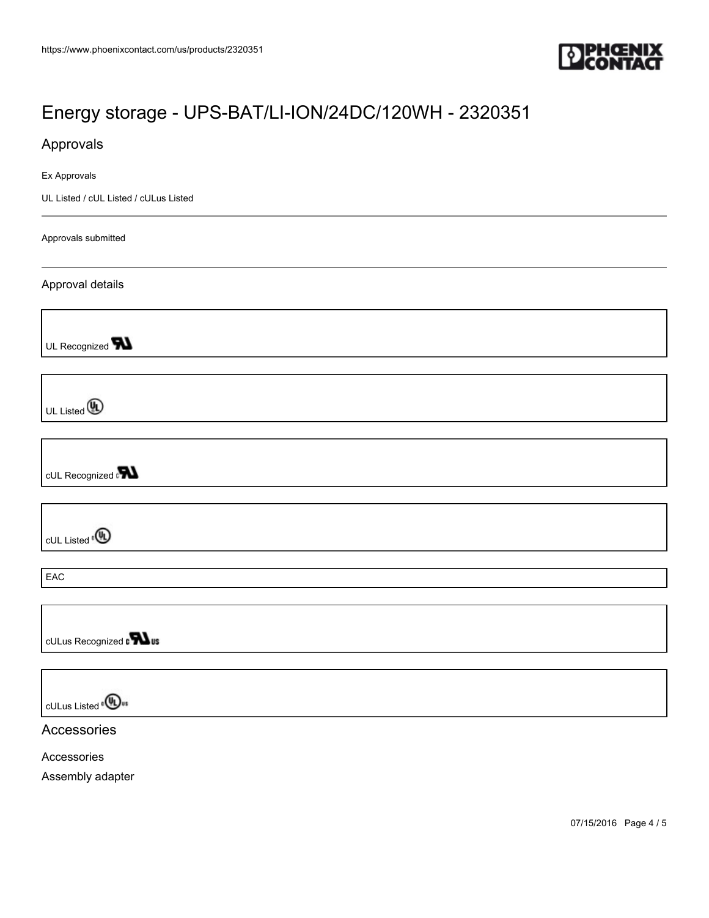# Energy storage - UPS-BAT/LI-ION/24DC/120WH - 2320351

## Approvals

Ex Approvals

UL Listed / cUL Listed / cULus Listed

---

Approvals submitted

---

### Approval details

| UL Recognized |
| --- |

| UL Listed |
| --- |

| cUL Recognized |
| --- |

| cUL Listed |
| --- |

| EAC |
| --- |

| cULus Recognized |
| --- |

| cULus Listed |
| --- |

## Accessories

Accessories

Assembly adapter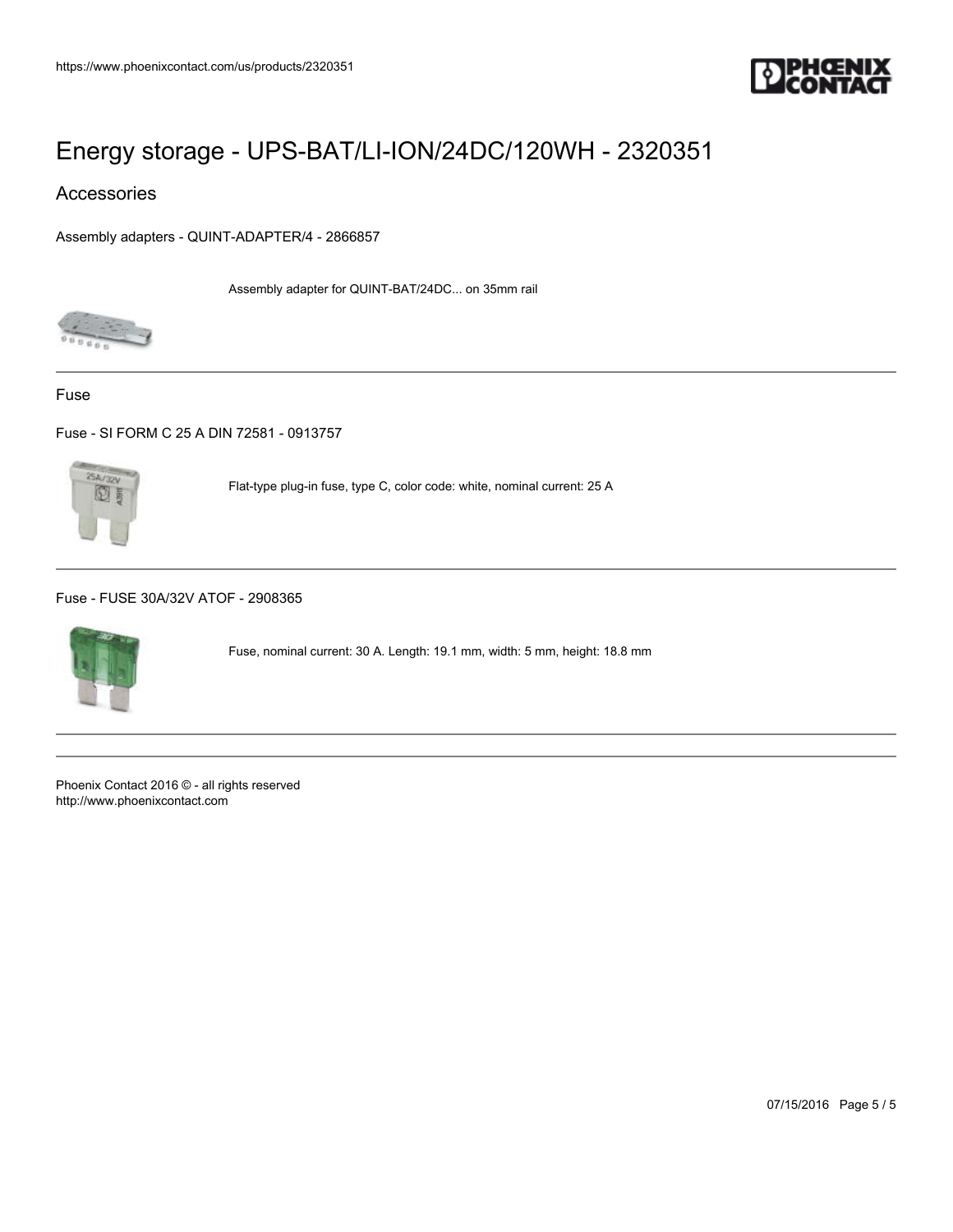# Energy storage - UPS-BAT/LI-ION/24DC/120WH - 2320351

## Accessories

Assembly adapters - QUINT-ADAPTER/4 - 2866857

Assembly adapter for QUINT-BAT/24DC... on 35mm rail

---

### Fuse

Fuse - SI FORM C 25 A DIN 72581 - 0913757

Flat-type plug-in fuse, type C, color code: white, nominal current: 25 A

---

Fuse - FUSE 30A/32V ATOF - 2908365

Fuse, nominal current: 30 A. Length: 19.1 mm, width: 5 mm, height: 18.8 mm

---

Phoenix Contact 2016 © - all rights reserved
http://www.phoenixcontact.com